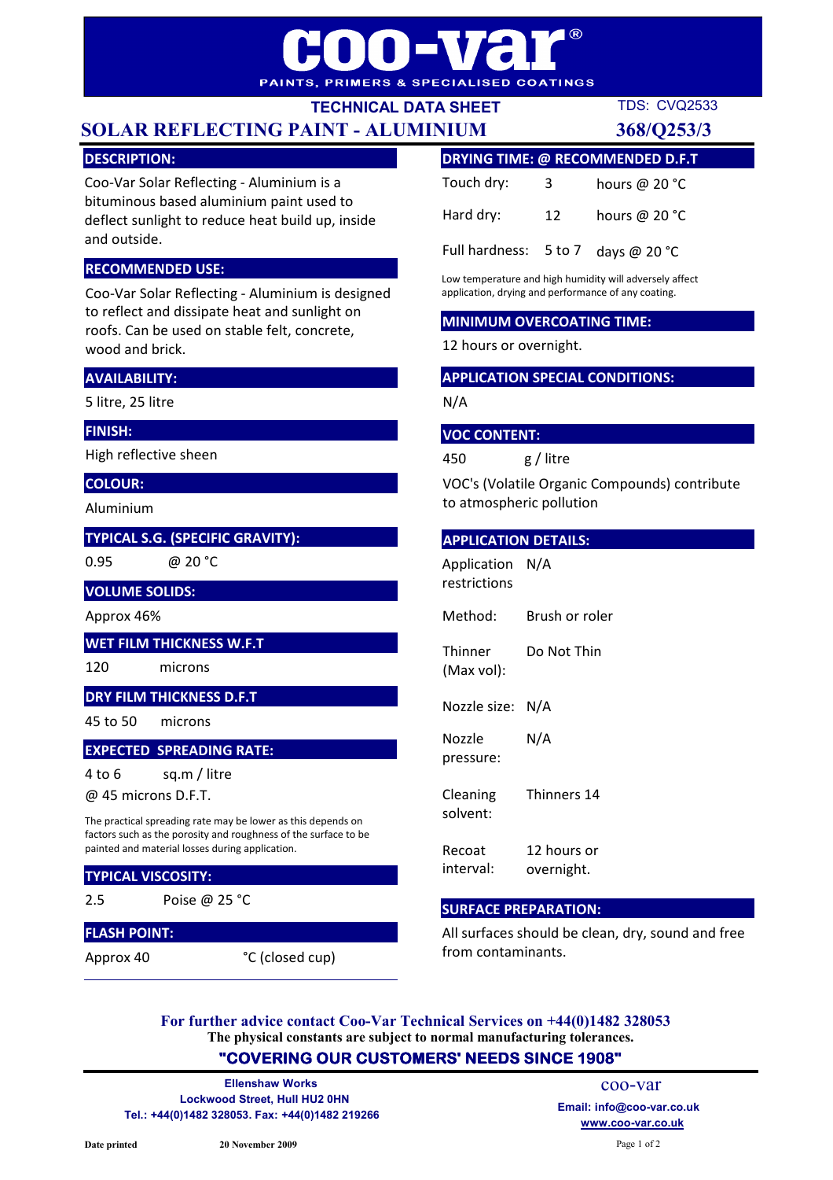# coo-var®

PAINTS, PRIMERS & SPECIALISED COATINGS

**TECHNICAL DATA SHEET** TDS: CVQ2533

## SOLAR REFLECTING PAINT - ALUMINIUM 368/Q253/3

### DESCRIPTION:

Coo-Var Solar Reflecting - Aluminium is a bituminous based aluminium paint used to deflect sunlight to reduce heat build up, inside and outside.

### RECOMMENDED USE:

Coo-Var Solar Reflecting - Aluminium is designed to reflect and dissipate heat and sunlight on roofs. Can be used on stable felt, concrete, wood and brick.

### AVAILABILITY:

5 litre, 25 litre

### FINISH:

High reflective sheen

### COLOUR:

Aluminium

### TYPICAL S.G. (SPECIFIC GRAVITY):

0.95 @ 20 °C

### VOLUME SOLIDS:

Approx 46%

### WET FILM THICKNESS W.F.T

120 microns

### DRY FILM THICKNESS D.F.T

45 to 50 microns

### EXPECTED SPREADING RATE:

4 to 6 sq.m / litre

@ 45 microns D.F.T.

The practical spreading rate may be lower as this depends on factors such as the porosity and roughness of the surface to be painted and material losses during application.

### TYPICAL VISCOSITY:

2.5 Poise @ 25 °C

### FLASH POINT:

Approx 40 °C (closed cup)

### DRYING TIME: @ RECOMMENDED D.F.T

| | | |
|---|---|---|
| Touch dry: | 3 | hours @ 20 °C |
| Hard dry: | 12 | hours @ 20 °C |
| Full hardness: | 5 to 7 | days @ 20 °C |

Low temperature and high humidity will adversely affect application, drying and performance of any coating.

### MINIMUM OVERCOATING TIME:

12 hours or overnight.

### APPLICATION SPECIAL CONDITIONS:

N/A

### VOC CONTENT:

450 g / litre

VOC's (Volatile Organic Compounds) contribute to atmospheric pollution

### APPLICATION DETAILS:

| | |
|---|---|
| Application restrictions | N/A |
| Method: | Brush or roler |
| Thinner (Max vol): | Do Not Thin |
| Nozzle size: | N/A |
| Nozzle pressure: | N/A |
| Cleaning solvent: | Thinners 14 |
| Recoat interval: | 12 hours or overnight. |

### SURFACE PREPARATION:

All surfaces should be clean, dry, sound and free from contaminants.

**For further advice contact Coo-Var Technical Services on +44(0)1482 328053**

**The physical constants are subject to normal manufacturing tolerances.**

**"COVERING OUR CUSTOMERS' NEEDS SINCE 1908"**

**Ellenshaw Works**
**Lockwood Street, Hull HU2 0HN**
**Tel.: +44(0)1482 328053. Fax: +44(0)1482 219266**

coo-var
**Email: info@coo-var.co.uk**
**www.coo-var.co.uk**

**Date printed** **20 November 2009**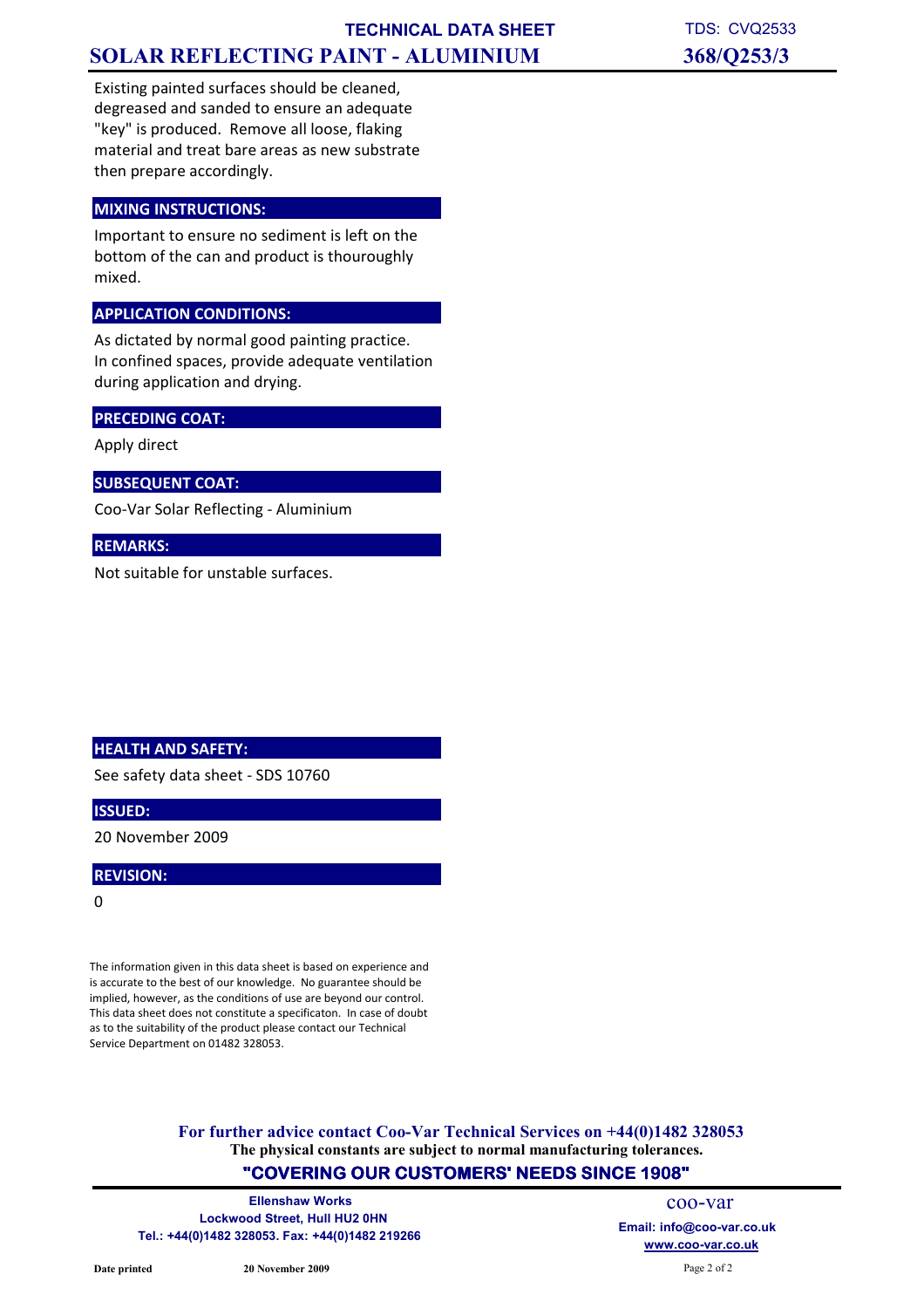Existing painted surfaces should be cleaned, degreased and sanded to ensure an adequate "key" is produced. Remove all loose, flaking material and treat bare areas as new substrate then prepare accordingly.

## MIXING INSTRUCTIONS:

Important to ensure no sediment is left on the bottom of the can and product is thouroughly mixed.

## APPLICATION CONDITIONS:

As dictated by normal good painting practice.
In confined spaces, provide adequate ventilation during application and drying.

## PRECEDING COAT:

Apply direct

## SUBSEQUENT COAT:

Coo-Var Solar Reflecting - Aluminium

## REMARKS:

Not suitable for unstable surfaces.

## HEALTH AND SAFETY:

See safety data sheet - SDS 10760

## ISSUED:

20 November 2009

## REVISION:

0

The information given in this data sheet is based on experience and is accurate to the best of our knowledge. No guarantee should be implied, however, as the conditions of use are beyond our control. This data sheet does not constitute a specificaton. In case of doubt as to the suitability of the product please contact our Technical Service Department on 01482 328053.

**For further advice contact Coo-Var Technical Services on +44(0)1482 328053**

**The physical constants are subject to normal manufacturing tolerances.**

**"COVERING OUR CUSTOMERS' NEEDS SINCE 1908"**

**Ellenshaw Works**
**Lockwood Street, Hull HU2 0HN**
**Tel.: +44(0)1482 328053. Fax: +44(0)1482 219266**

coo-var
**Email: info@coo-var.co.uk**
**www.coo-var.co.uk**

**Date printed** **20 November 2009**